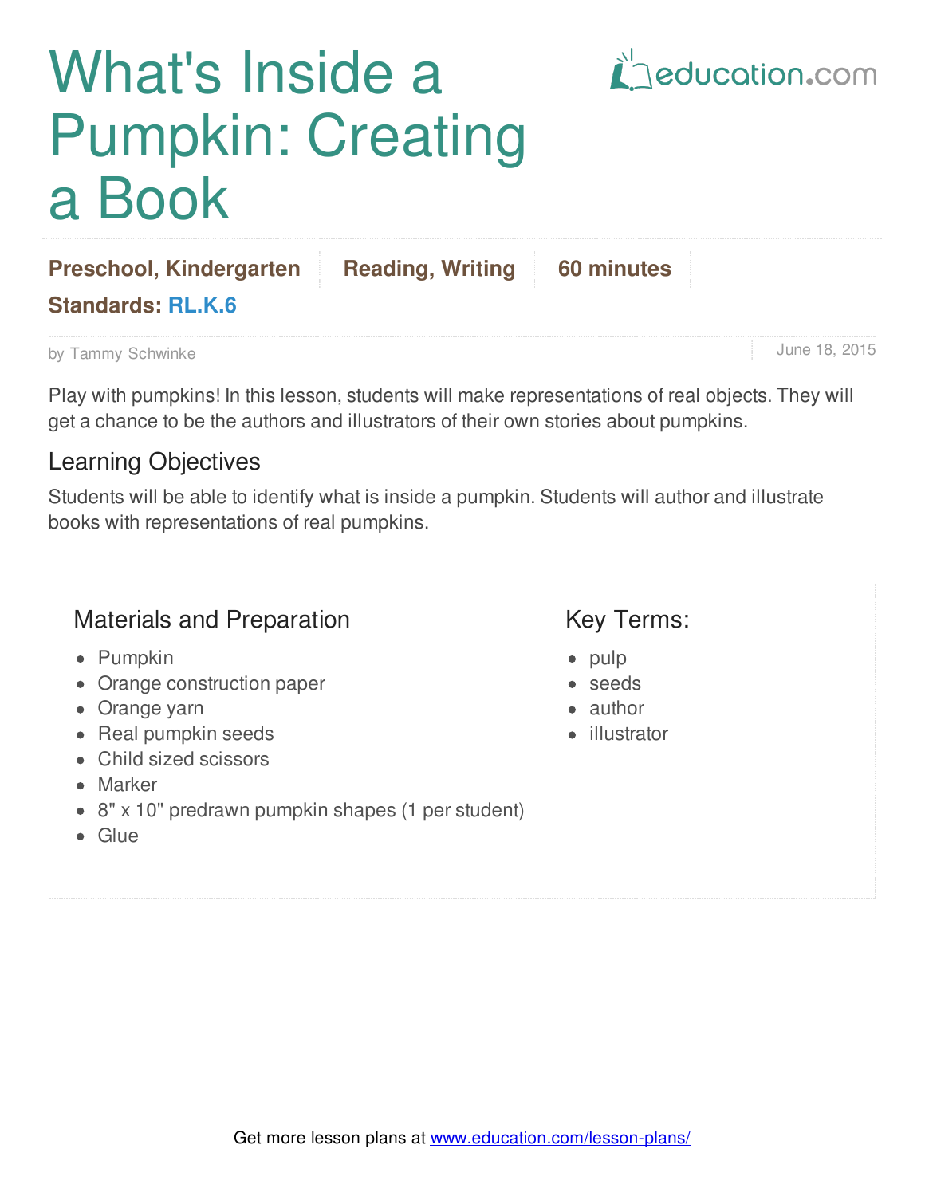# What's Inside a Pumpkin: Creating a Book

education.com

**Preschool, Kindergarten** | **Reading, Writing** | **60 minutes**

**Standards: RL.K.6**

by Tammy Schwinke

June 18, 2015

Play with pumpkins! In this lesson, students will make representations of real objects. They will get a chance to be the authors and illustrators of their own stories about pumpkins.

## Learning Objectives

Students will be able to identify what is inside a pumpkin. Students will author and illustrate books with representations of real pumpkins.

## Materials and Preparation

- Pumpkin
- Orange construction paper
- Orange yarn
- Real pumpkin seeds
- Child sized scissors
- Marker
- 8" x 10" predrawn pumpkin shapes (1 per student)
- Glue

## Key Terms:

- pulp
- seeds
- author
- illustrator

Get more lesson plans at www.education.com/lesson-plans/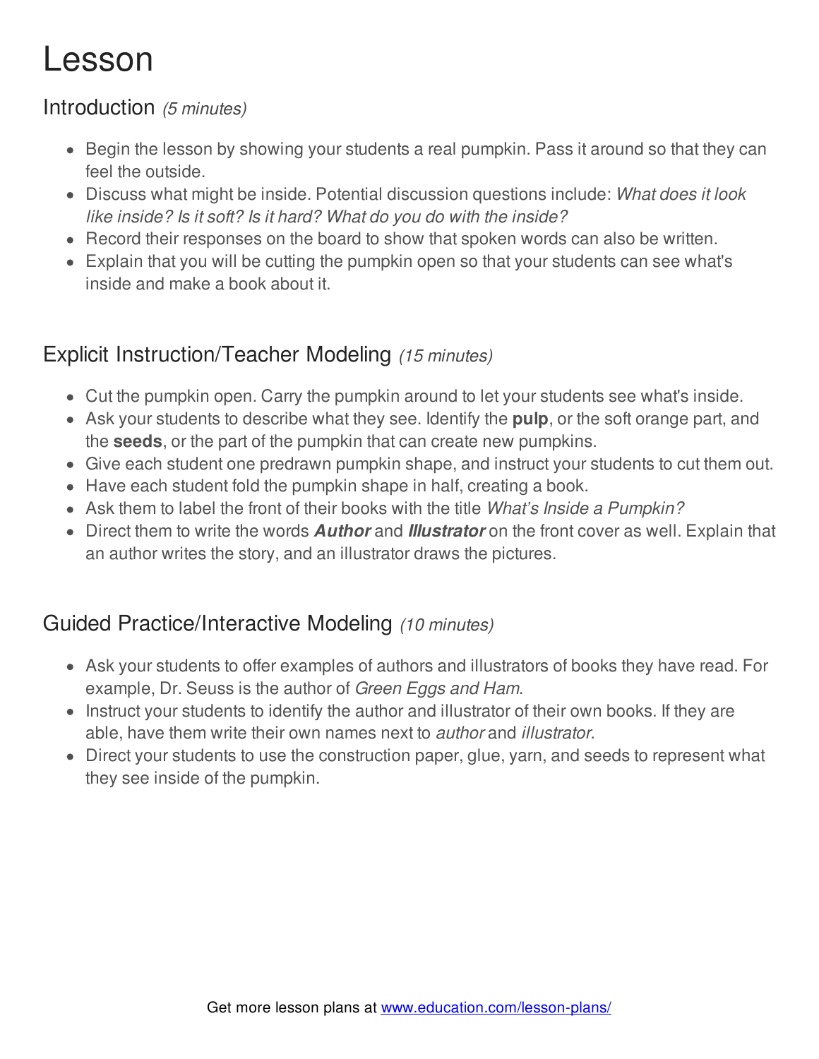# Lesson

## Introduction *(5 minutes)*

- Begin the lesson by showing your students a real pumpkin. Pass it around so that they can feel the outside.
- Discuss what might be inside. Potential discussion questions include: *What does it look like inside? Is it soft? Is it hard? What do you do with the inside?*
- Record their responses on the board to show that spoken words can also be written.
- Explain that you will be cutting the pumpkin open so that your students can see what's inside and make a book about it.

## Explicit Instruction/Teacher Modeling *(15 minutes)*

- Cut the pumpkin open. Carry the pumpkin around to let your students see what's inside.
- Ask your students to describe what they see. Identify the **pulp**, or the soft orange part, and the **seeds**, or the part of the pumpkin that can create new pumpkins.
- Give each student one predrawn pumpkin shape, and instruct your students to cut them out.
- Have each student fold the pumpkin shape in half, creating a book.
- Ask them to label the front of their books with the title *What's Inside a Pumpkin?*
- Direct them to write the words ***Author*** and ***Illustrator*** on the front cover as well. Explain that an author writes the story, and an illustrator draws the pictures.

## Guided Practice/Interactive Modeling *(10 minutes)*

- Ask your students to offer examples of authors and illustrators of books they have read. For example, Dr. Seuss is the author of *Green Eggs and Ham*.
- Instruct your students to identify the author and illustrator of their own books. If they are able, have them write their own names next to *author* and *illustrator*.
- Direct your students to use the construction paper, glue, yarn, and seeds to represent what they see inside of the pumpkin.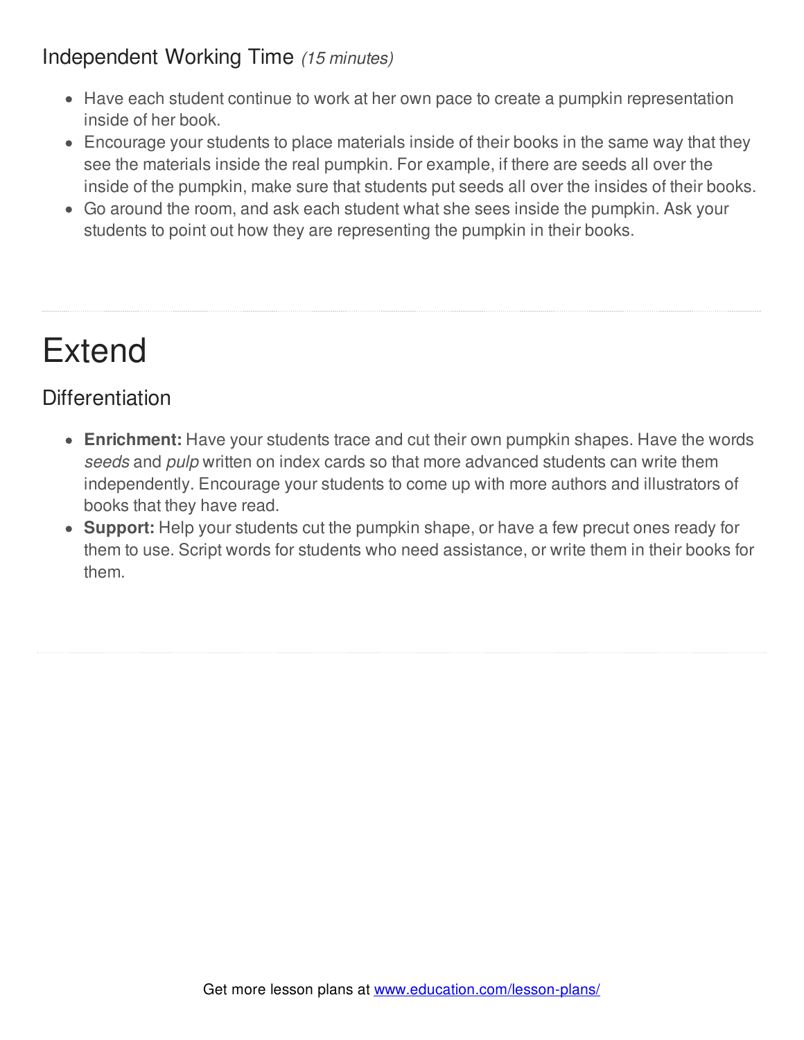### Independent Working Time *(15 minutes)*

- Have each student continue to work at her own pace to create a pumpkin representation inside of her book.
- Encourage your students to place materials inside of their books in the same way that they see the materials inside the real pumpkin. For example, if there are seeds all over the inside of the pumpkin, make sure that students put seeds all over the insides of their books.
- Go around the room, and ask each student what she sees inside the pumpkin. Ask your students to point out how they are representing the pumpkin in their books.

# Extend

## Differentiation

- **Enrichment:** Have your students trace and cut their own pumpkin shapes. Have the words *seeds* and *pulp* written on index cards so that more advanced students can write them independently. Encourage your students to come up with more authors and illustrators of books that they have read.
- **Support:** Help your students cut the pumpkin shape, or have a few precut ones ready for them to use. Script words for students who need assistance, or write them in their books for them.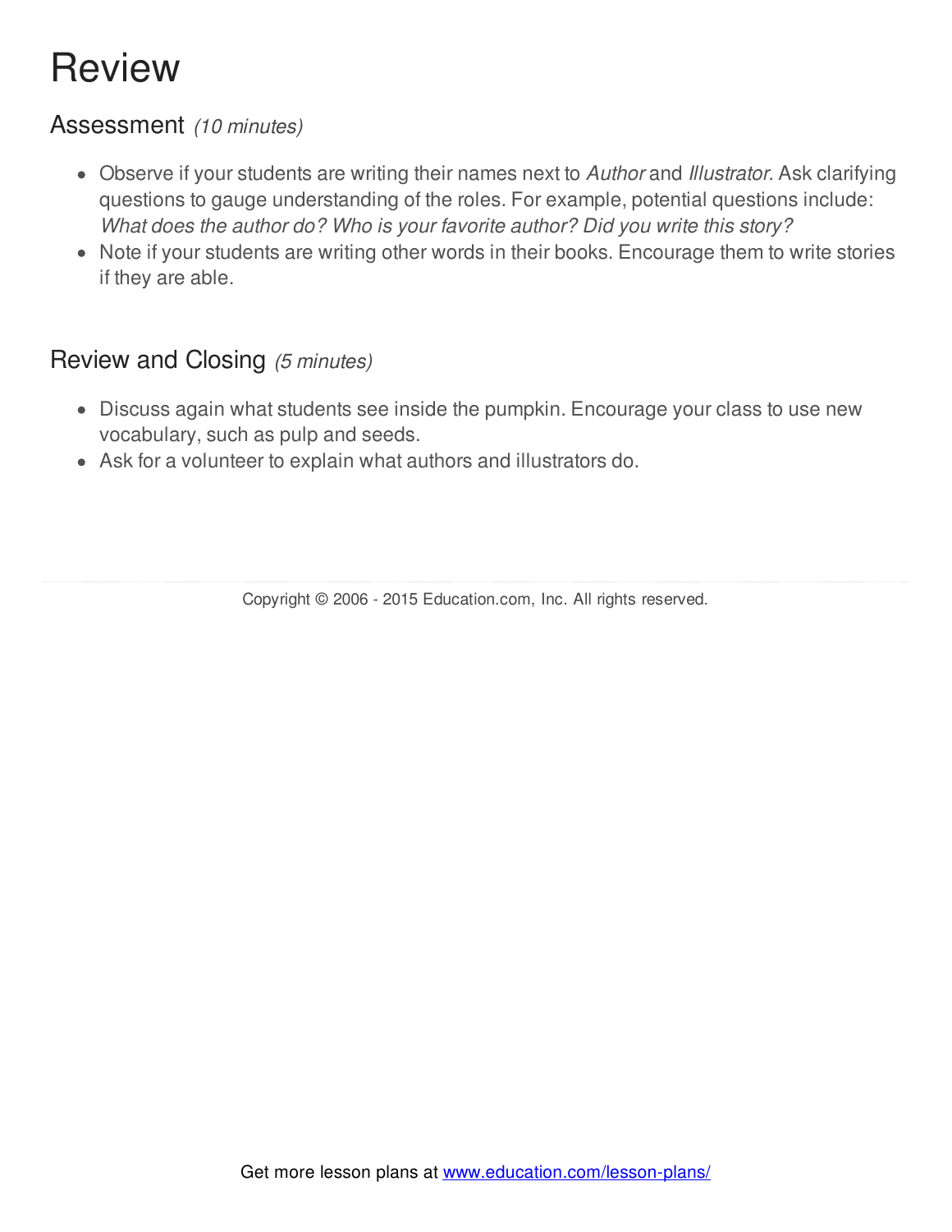# Review

## Assessment *(10 minutes)*

- Observe if your students are writing their names next to *Author* and *Illustrator*. Ask clarifying questions to gauge understanding of the roles. For example, potential questions include: *What does the author do? Who is your favorite author? Did you write this story?*
- Note if your students are writing other words in their books. Encourage them to write stories if they are able.

## Review and Closing *(5 minutes)*

- Discuss again what students see inside the pumpkin. Encourage your class to use new vocabulary, such as pulp and seeds.
- Ask for a volunteer to explain what authors and illustrators do.

Copyright © 2006 - 2015 Education.com, Inc. All rights reserved.

Get more lesson plans at [www.education.com/lesson-plans/](www.education.com/lesson-plans/)